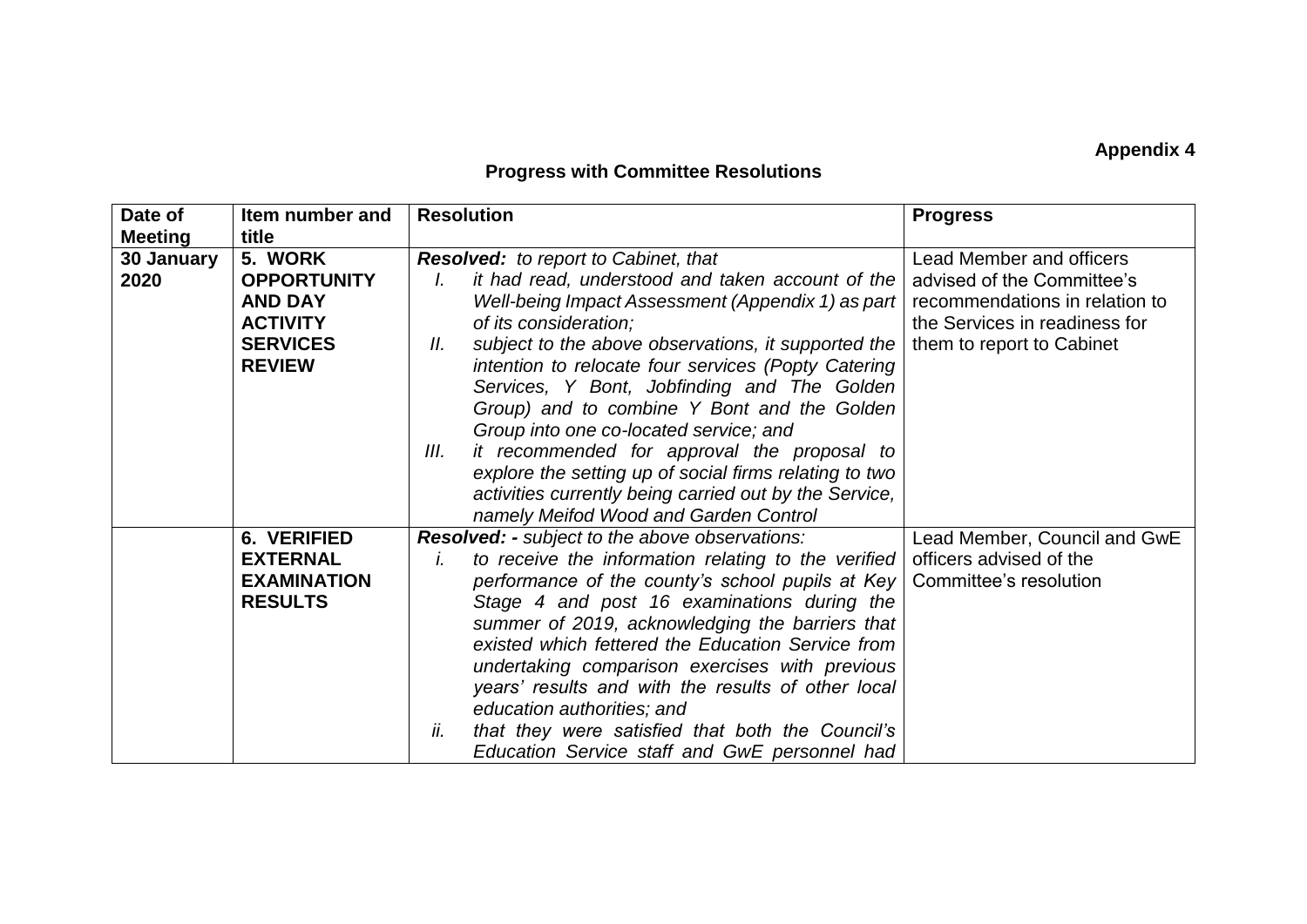**Appendix 4**

## Progress with Committee Resolutions

| Date of Meeting | Item number and title | Resolution | Progress |
|---|---|---|---|
| **30 January 2020** | **5. WORK OPPORTUNITY AND DAY ACTIVITY SERVICES REVIEW** | ***Resolved:*** *to report to Cabinet, that*<br>*I. it had read, understood and taken account of the Well-being Impact Assessment (Appendix 1) as part of its consideration;*<br>*II. subject to the above observations, it supported the intention to relocate four services (Popty Catering Services, Y Bont, Jobfinding and The Golden Group) and to combine Y Bont and the Golden Group into one co-located service; and*<br>*III. it recommended for approval the proposal to explore the setting up of social firms relating to two activities currently being carried out by the Service, namely Meifod Wood and Garden Control* | Lead Member and officers advised of the Committee's recommendations in relation to the Services in readiness for them to report to Cabinet |
| | **6. VERIFIED EXTERNAL EXAMINATION RESULTS** | ***Resolved: -*** *subject to the above observations:*<br>*i. to receive the information relating to the verified performance of the county's school pupils at Key Stage 4 and post 16 examinations during the summer of 2019, acknowledging the barriers that existed which fettered the Education Service from undertaking comparison exercises with previous years' results and with the results of other local education authorities; and*<br>*ii. that they were satisfied that both the Council's Education Service staff and GwE personnel had* | Lead Member, Council and GwE officers advised of the Committee's resolution |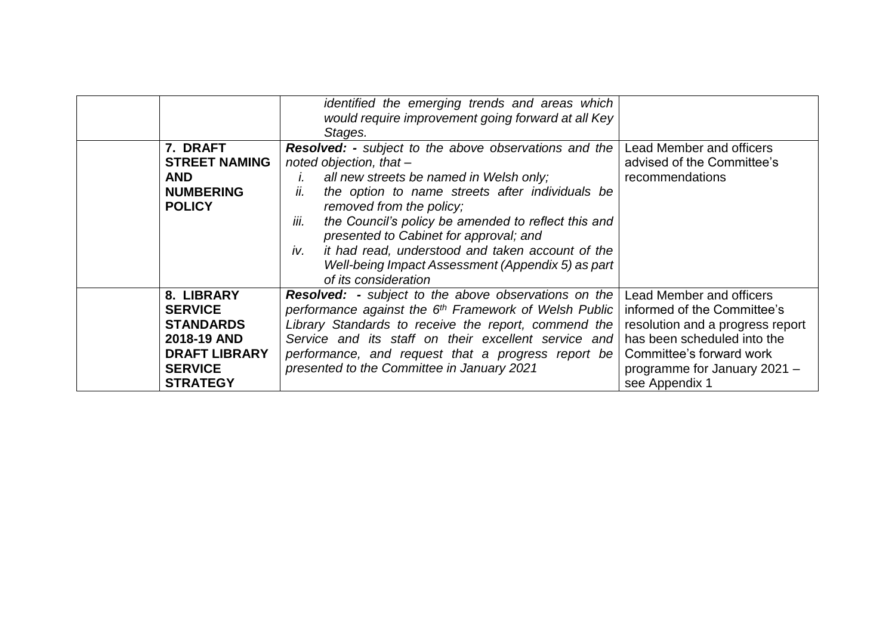| | | | |
|---|---|---|---|
| | | *identified the emerging trends and areas which would require improvement going forward at all Key Stages.* | |
| | **7. DRAFT STREET NAMING AND NUMBERING POLICY** | ***Resolved: -*** *subject to the above observations and the noted objection, that –*<br>*i. all new streets be named in Welsh only;*<br>*ii. the option to name streets after individuals be removed from the policy;*<br>*iii. the Council's policy be amended to reflect this and presented to Cabinet for approval; and*<br>*iv. it had read, understood and taken account of the Well-being Impact Assessment (Appendix 5) as part of its consideration* | Lead Member and officers advised of the Committee's recommendations |
| | **8. LIBRARY SERVICE STANDARDS 2018-19 AND DRAFT LIBRARY SERVICE STRATEGY** | ***Resolved: -*** *subject to the above observations on the performance against the 6th Framework of Welsh Public Library Standards to receive the report, commend the Service and its staff on their excellent service and performance, and request that a progress report be presented to the Committee in January 2021* | Lead Member and officers informed of the Committee's resolution and a progress report has been scheduled into the Committee's forward work programme for January 2021 – see Appendix 1 |